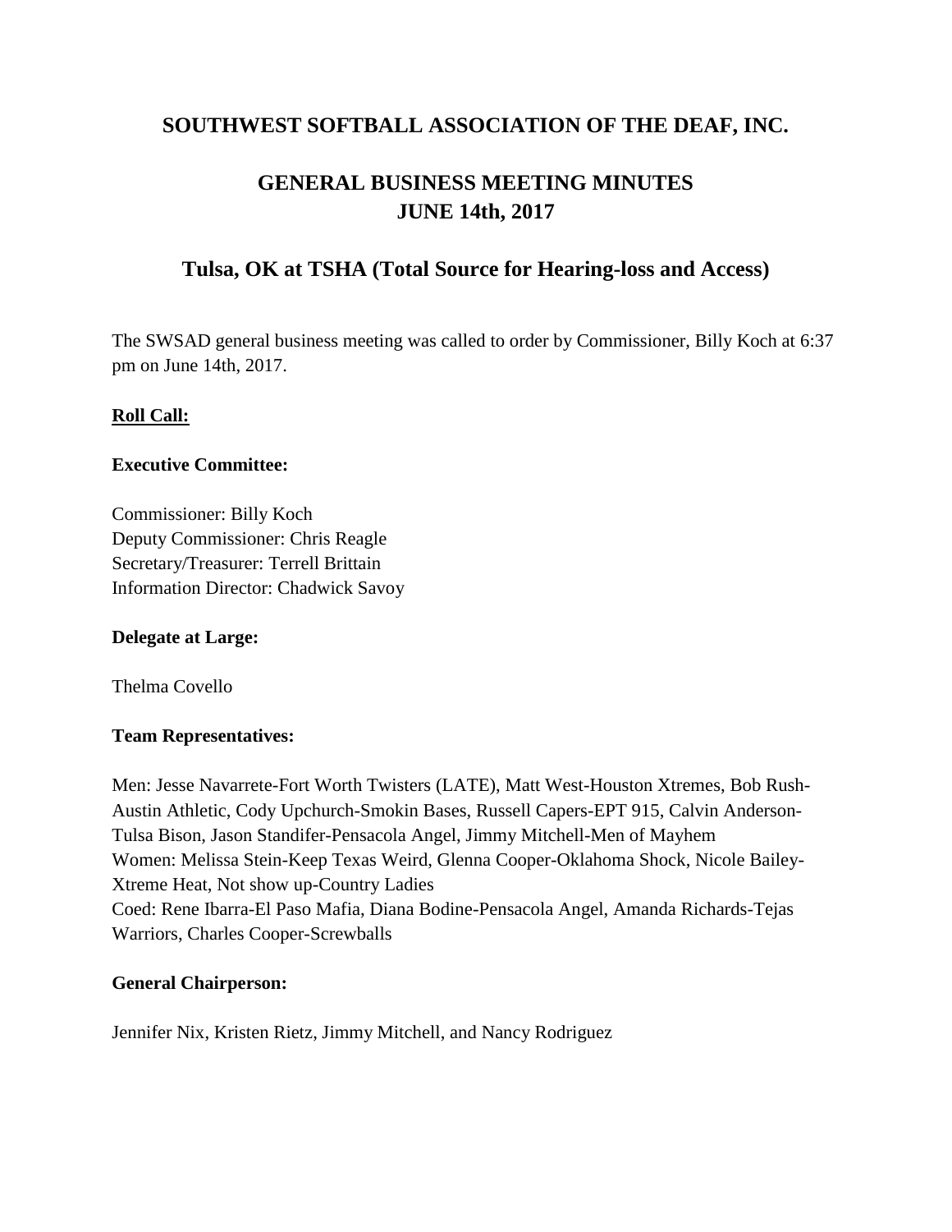# SOUTHWEST SOFTBALL ASSOCIATION OF THE DEAF, INC.

## GENERAL BUSINESS MEETING MINUTES
## JUNE 14th, 2017

## Tulsa, OK at TSHA (Total Source for Hearing-loss and Access)

The SWSAD general business meeting was called to order by Commissioner, Billy Koch at 6:37 pm on June 14th, 2017.

**Roll Call:**

**Executive Committee:**

Commissioner: Billy Koch
Deputy Commissioner: Chris Reagle
Secretary/Treasurer: Terrell Brittain
Information Director: Chadwick Savoy

**Delegate at Large:**

Thelma Covello

**Team Representatives:**

Men: Jesse Navarrete-Fort Worth Twisters (LATE), Matt West-Houston Xtremes, Bob Rush-Austin Athletic, Cody Upchurch-Smokin Bases, Russell Capers-EPT 915, Calvin Anderson-Tulsa Bison, Jason Standifer-Pensacola Angel, Jimmy Mitchell-Men of Mayhem
Women: Melissa Stein-Keep Texas Weird, Glenna Cooper-Oklahoma Shock, Nicole Bailey-Xtreme Heat, Not show up-Country Ladies
Coed: Rene Ibarra-El Paso Mafia, Diana Bodine-Pensacola Angel, Amanda Richards-Tejas Warriors, Charles Cooper-Screwballs

**General Chairperson:**

Jennifer Nix, Kristen Rietz, Jimmy Mitchell, and Nancy Rodriguez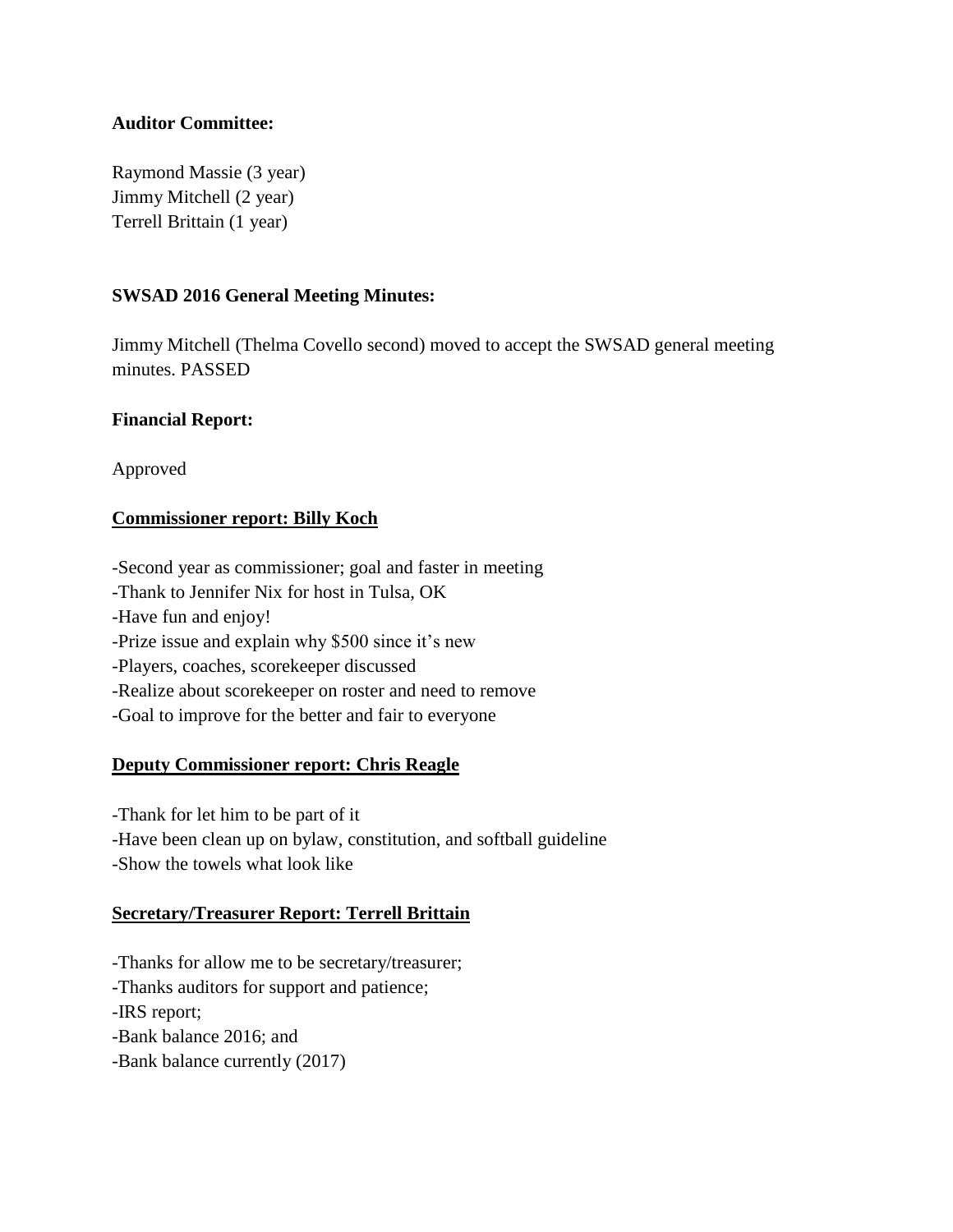**Auditor Committee:**

Raymond Massie (3 year)
Jimmy Mitchell (2 year)
Terrell Brittain (1 year)

**SWSAD 2016 General Meeting Minutes:**

Jimmy Mitchell (Thelma Covello second) moved to accept the SWSAD general meeting minutes. PASSED

**Financial Report:**

Approved

**Commissioner report: Billy Koch**

-Second year as commissioner; goal and faster in meeting
-Thank to Jennifer Nix for host in Tulsa, OK
-Have fun and enjoy!
-Prize issue and explain why $500 since it's new
-Players, coaches, scorekeeper discussed
-Realize about scorekeeper on roster and need to remove
-Goal to improve for the better and fair to everyone

**Deputy Commissioner report: Chris Reagle**

-Thank for let him to be part of it
-Have been clean up on bylaw, constitution, and softball guideline
-Show the towels what look like

**Secretary/Treasurer Report: Terrell Brittain**

-Thanks for allow me to be secretary/treasurer;
-Thanks auditors for support and patience;
-IRS report;
-Bank balance 2016; and
-Bank balance currently (2017)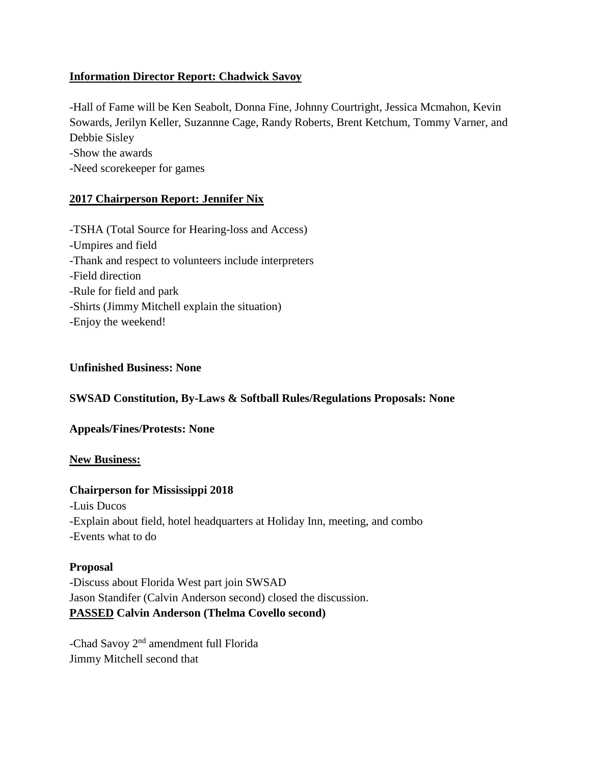**<u>Information Director Report: Chadwick Savoy</u>**

-Hall of Fame will be Ken Seabolt, Donna Fine, Johnny Courtright, Jessica Mcmahon, Kevin Sowards, Jerilyn Keller, Suzannne Cage, Randy Roberts, Brent Ketchum, Tommy Varner, and Debbie Sisley
-Show the awards
-Need scorekeeper for games

**<u>2017 Chairperson Report: Jennifer Nix</u>**

-TSHA (Total Source for Hearing-loss and Access)
-Umpires and field
-Thank and respect to volunteers include interpreters
-Field direction
-Rule for field and park
-Shirts (Jimmy Mitchell explain the situation)
-Enjoy the weekend!

**Unfinished Business: None**

**SWSAD Constitution, By-Laws & Softball Rules/Regulations Proposals: None**

**Appeals/Fines/Protests: None**

**<u>New Business:</u>**

**Chairperson for Mississippi 2018**

-Luis Ducos
-Explain about field, hotel headquarters at Holiday Inn, meeting, and combo
-Events what to do

**Proposal**

-Discuss about Florida West part join SWSAD
Jason Standifer (Calvin Anderson second) closed the discussion.
**<u>PASSED</u> Calvin Anderson (Thelma Covello second)**

-Chad Savoy 2nd amendment full Florida
Jimmy Mitchell second that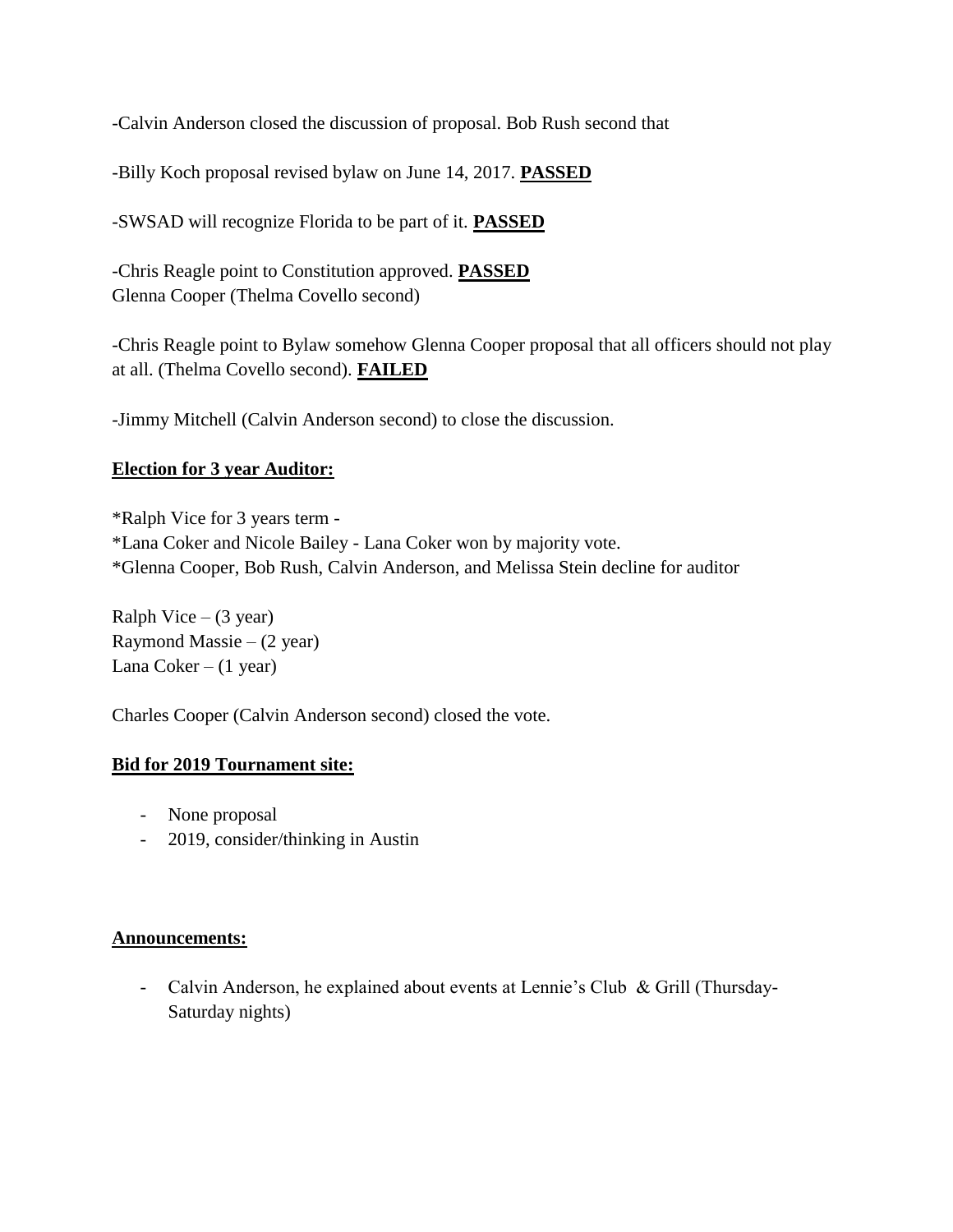-Calvin Anderson closed the discussion of proposal. Bob Rush second that

-Billy Koch proposal revised bylaw on June 14, 2017. **PASSED**

-SWSAD will recognize Florida to be part of it. **PASSED**

-Chris Reagle point to Constitution approved. **PASSED**
Glenna Cooper (Thelma Covello second)

-Chris Reagle point to Bylaw somehow Glenna Cooper proposal that all officers should not play at all. (Thelma Covello second). **FAILED**

-Jimmy Mitchell (Calvin Anderson second) to close the discussion.

**Election for 3 year Auditor:**

*Ralph Vice for 3 years term -
*Lana Coker and Nicole Bailey - Lana Coker won by majority vote.
*Glenna Cooper, Bob Rush, Calvin Anderson, and Melissa Stein decline for auditor

Ralph Vice – (3 year)
Raymond Massie – (2 year)
Lana Coker – (1 year)

Charles Cooper (Calvin Anderson second) closed the vote.

**Bid for 2019 Tournament site:**

- None proposal
- 2019, consider/thinking in Austin

**Announcements:**

- Calvin Anderson, he explained about events at Lennie's Club & Grill (Thursday-Saturday nights)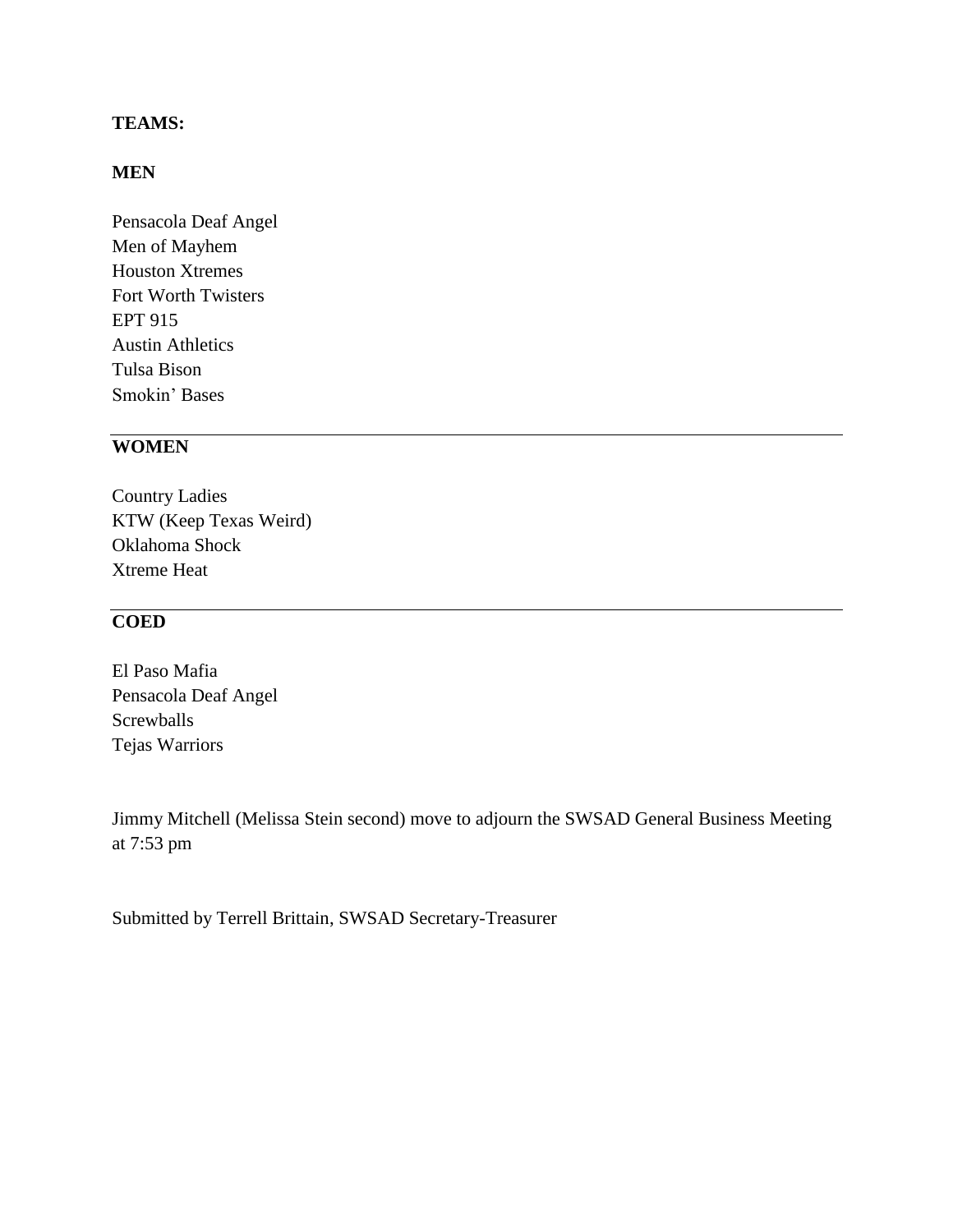**TEAMS:**

**MEN**

Pensacola Deaf Angel
Men of Mayhem
Houston Xtremes
Fort Worth Twisters
EPT 915
Austin Athletics
Tulsa Bison
Smokin' Bases

---

**WOMEN**

Country Ladies
KTW (Keep Texas Weird)
Oklahoma Shock
Xtreme Heat

---

**COED**

El Paso Mafia
Pensacola Deaf Angel
Screwballs
Tejas Warriors

Jimmy Mitchell (Melissa Stein second) move to adjourn the SWSAD General Business Meeting at 7:53 pm

Submitted by Terrell Brittain, SWSAD Secretary-Treasurer